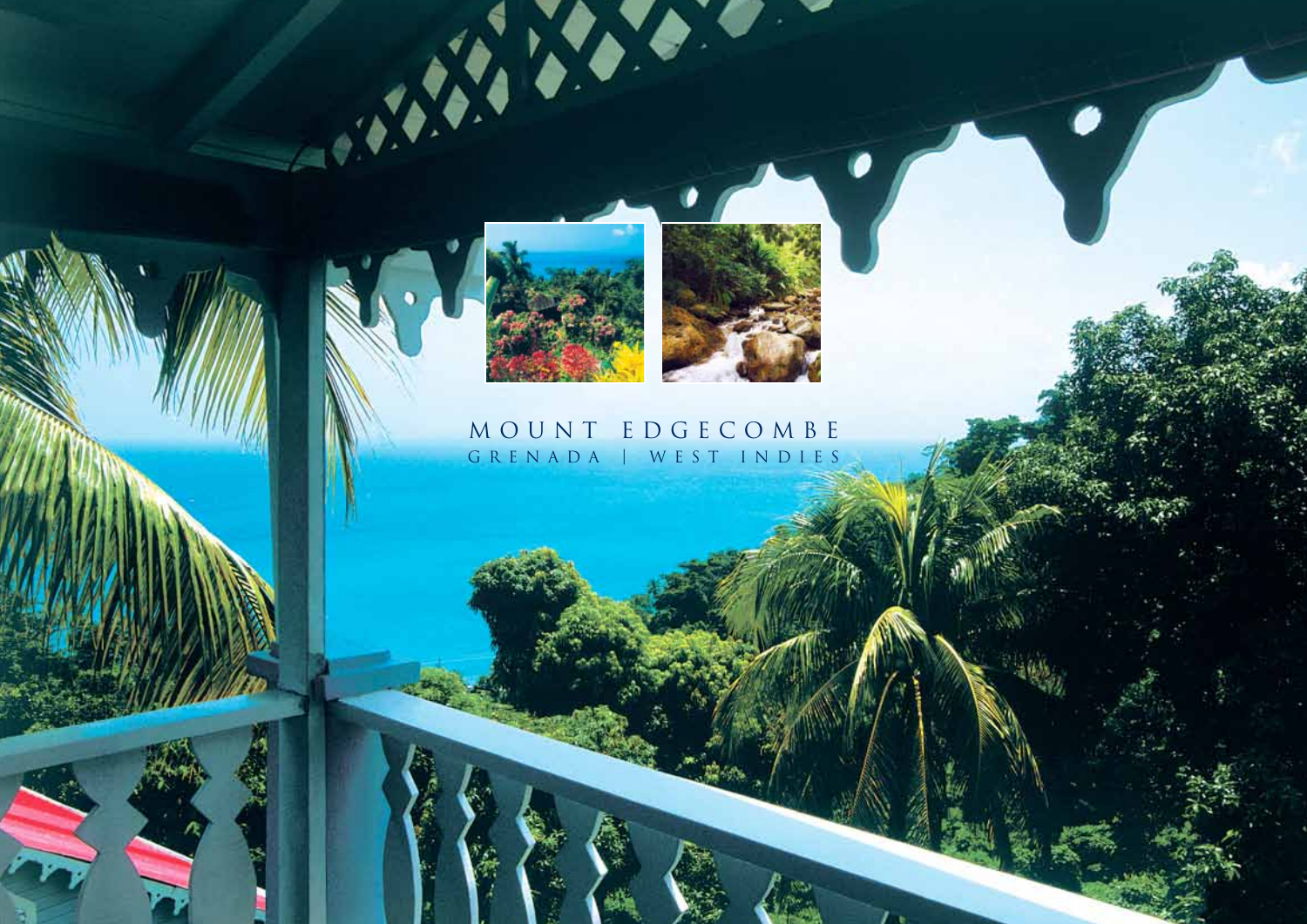# MOUNT EDGECOMBE

GRENADA | WEST INDIES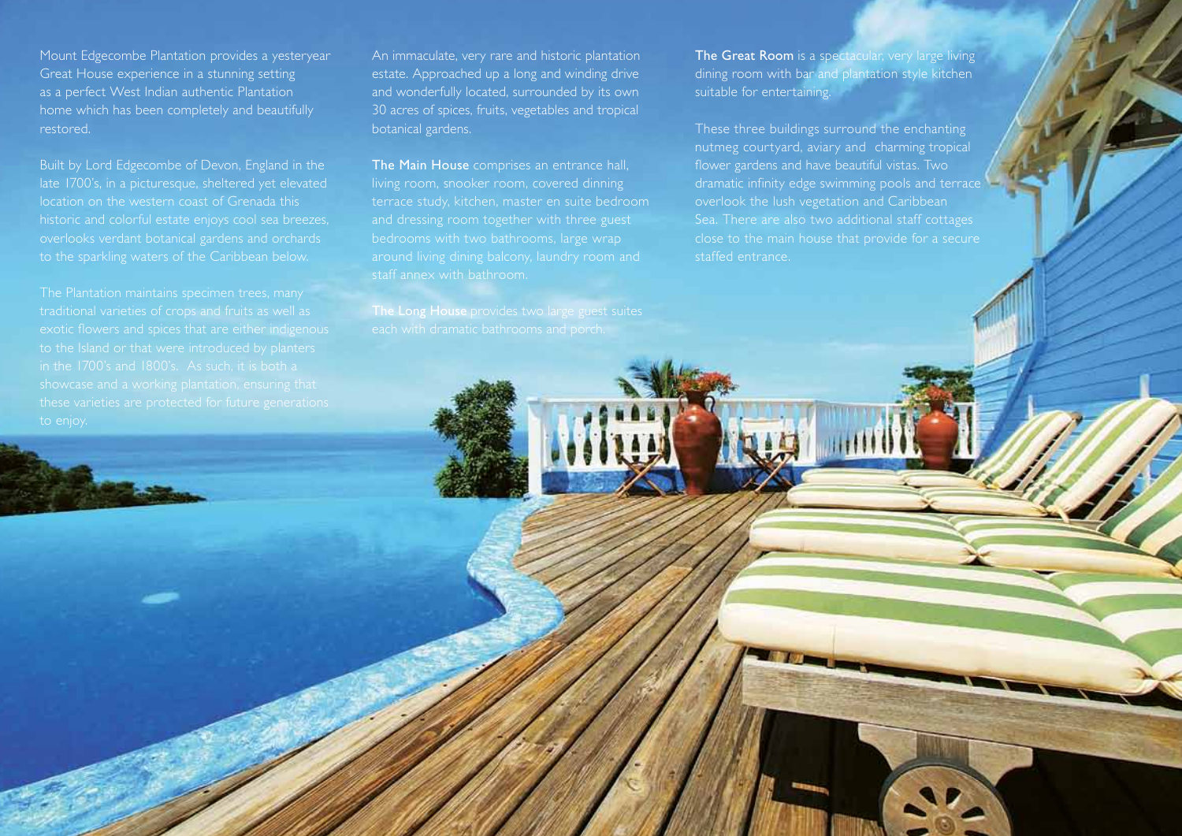Mount Edgecombe Plantation provides a yesteryear Great House experience in a stunning setting as a perfect West Indian authentic Plantation home which has been completely and beautifully restored.

Built by Lord Edgecombe of Devon, England in the late 1700's, in a picturesque, sheltered yet elevated location on the western coast of Grenada this historic and colorful estate enjoys cool sea breezes, overlooks verdant botanical gardens and orchards to the sparkling waters of the Caribbean below.

The Plantation maintains specimen trees, many traditional varieties of crops and fruits as well as exotic flowers and spices that are either indigenous to the Island or that were introduced by planters in the 1700's and 1800's. As such, it is both a showcase and a working plantation, ensuring that these varieties are protected for future generations to enjoy.

An immaculate, very rare and historic plantation estate. Approached up a long and winding drive and wonderfully located, surrounded by its own 30 acres of spices, fruits, vegetables and tropical botanical gardens.

**The Main House** comprises an entrance hall, living room, snooker room, covered dinning terrace study, kitchen, master en suite bedroom and dressing room together with three guest bedrooms with two bathrooms, large wrap around living dining balcony, laundry room and staff annex with bathroom.

**The Long House** provides two large guest suites each with dramatic bathrooms and porch.

**The Great Room** is a spectacular, very large living dining room with bar and plantation style kitchen suitable for entertaining.

These three buildings surround the enchanting nutmeg courtyard, aviary and charming tropical flower gardens and have beautiful vistas. Two dramatic infinity edge swimming pools and terrace overlook the lush vegetation and Caribbean Sea. There are also two additional staff cottages close to the main house that provide for a secure staffed entrance.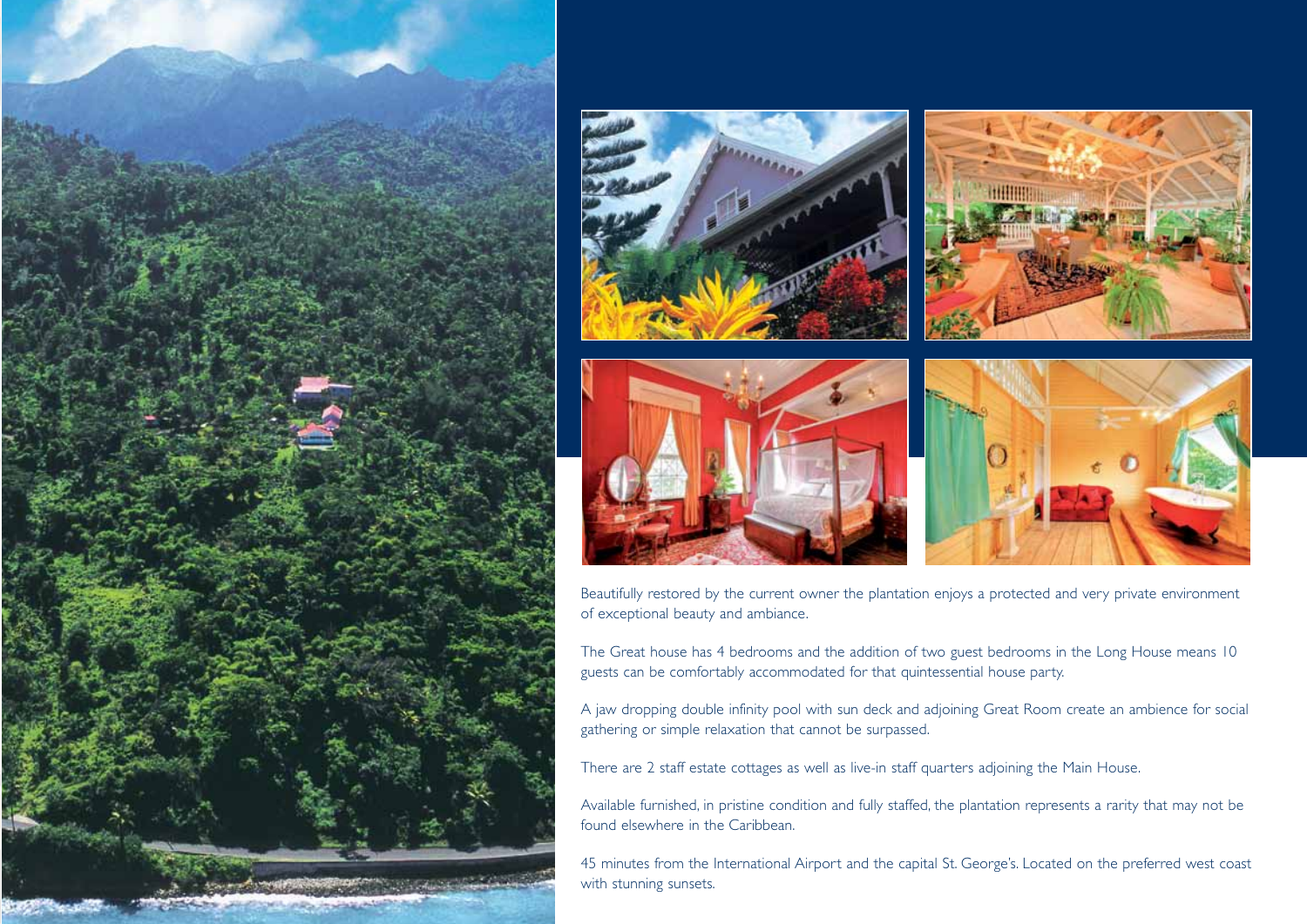Beautifully restored by the current owner the plantation enjoys a protected and very private environment of exceptional beauty and ambiance.

The Great house has 4 bedrooms and the addition of two guest bedrooms in the Long House means 10 guests can be comfortably accommodated for that quintessential house party.

A jaw dropping double infinity pool with sun deck and adjoining Great Room create an ambience for social gathering or simple relaxation that cannot be surpassed.

There are 2 staff estate cottages as well as live-in staff quarters adjoining the Main House.

Available furnished, in pristine condition and fully staffed, the plantation represents a rarity that may not be found elsewhere in the Caribbean.

45 minutes from the International Airport and the capital St. George's. Located on the preferred west coast with stunning sunsets.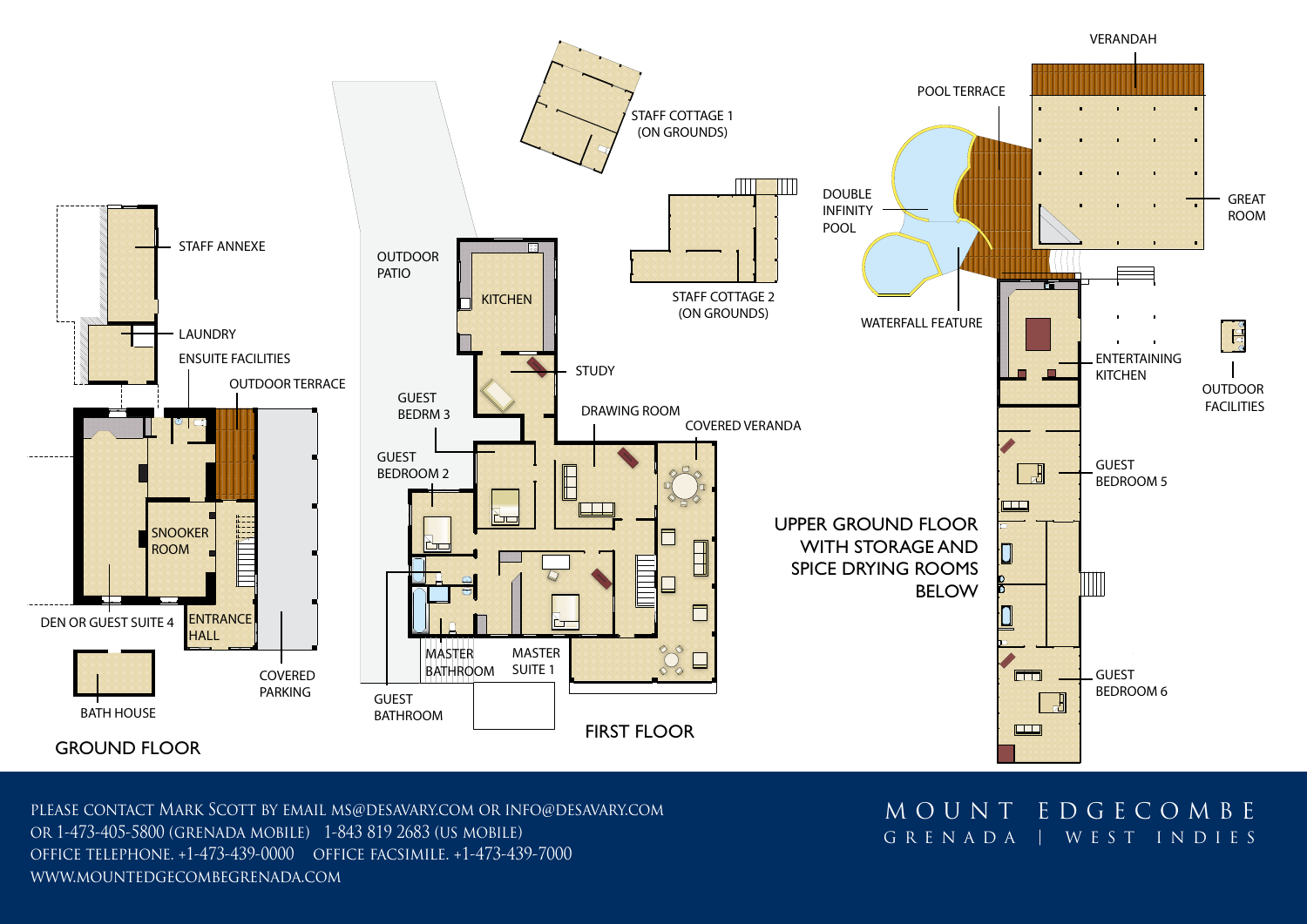## GROUND FLOOR

STAFF ANNEXE

LAUNDRY

ENSUITE FACILITIES

OUTDOOR TERRACE

SNOOKER ROOM

DEN OR GUEST SUITE 4

ENTRANCE HALL

COVERED PARKING

BATH HOUSE

## FIRST FLOOR

STAFF COTTAGE 1 (ON GROUNDS)

STAFF COTTAGE 2 (ON GROUNDS)

OUTDOOR PATIO

KITCHEN

STUDY

GUEST BEDRM 3

DRAWING ROOM

COVERED VERANDA

GUEST BEDROOM 2

MASTER BATHROOM

MASTER SUITE 1

GUEST BATHROOM

## UPPER GROUND FLOOR WITH STORAGE AND SPICE DRYING ROOMS BELOW

VERANDAH

POOL TERRACE

DOUBLE INFINITY POOL

GREAT ROOM

WATERFALL FEATURE

ENTERTAINING KITCHEN

OUTDOOR FACILITIES

GUEST BEDROOM 5

GUEST BEDROOM 6

PLEASE CONTACT MARK SCOTT BY EMAIL MS@DESAVARY.COM OR INFO@DESAVARY.COM
OR 1-473-405-5800 (GRENADA MOBILE) 1-843 819 2683 (US MOBILE)
OFFICE TELEPHONE. +1-473-439-0000 OFFICE FACSIMILE. +1-473-439-7000
WWW.MOUNTEDGECOMBEGRENADA.COM

MOUNT EDGECOMBE
GRENADA | WEST INDIES